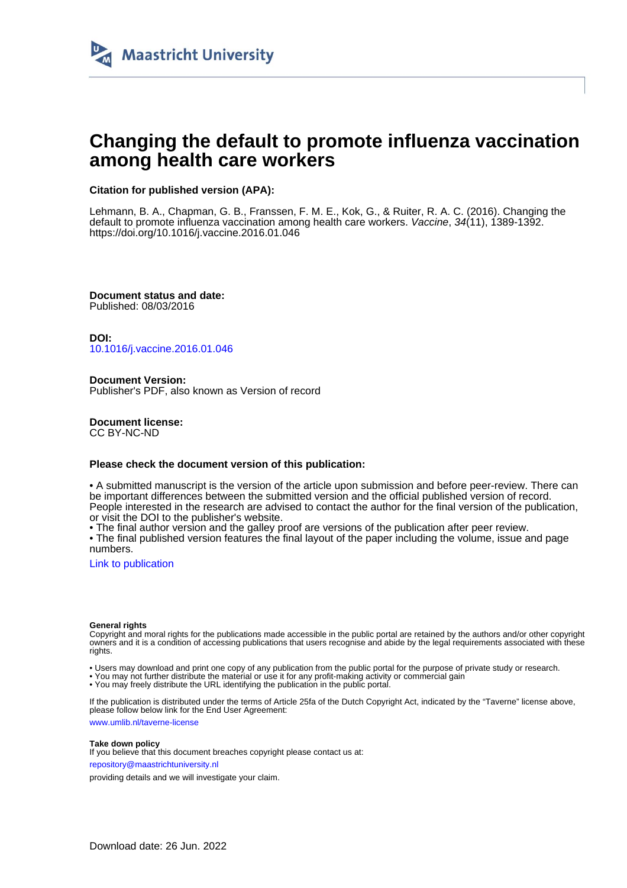Maastricht University

# Changing the default to promote influenza vaccination among health care workers

**Citation for published version (APA):**

Lehmann, B. A., Chapman, G. B., Franssen, F. M. E., Kok, G., & Ruiter, R. A. C. (2016). Changing the default to promote influenza vaccination among health care workers. *Vaccine*, *34*(11), 1389-1392. https://doi.org/10.1016/j.vaccine.2016.01.046

**Document status and date:**
Published: 08/03/2016

**DOI:**
10.1016/j.vaccine.2016.01.046

**Document Version:**
Publisher's PDF, also known as Version of record

**Document license:**
CC BY-NC-ND

**Please check the document version of this publication:**

• A submitted manuscript is the version of the article upon submission and before peer-review. There can be important differences between the submitted version and the official published version of record. People interested in the research are advised to contact the author for the final version of the publication, or visit the DOI to the publisher's website.
• The final author version and the galley proof are versions of the publication after peer review.
• The final published version features the final layout of the paper including the volume, issue and page numbers.

Link to publication

**General rights**
Copyright and moral rights for the publications made accessible in the public portal are retained by the authors and/or other copyright owners and it is a condition of accessing publications that users recognise and abide by the legal requirements associated with these rights.

• Users may download and print one copy of any publication from the public portal for the purpose of private study or research.
• You may not further distribute the material or use it for any profit-making activity or commercial gain
• You may freely distribute the URL identifying the publication in the public portal.

If the publication is distributed under the terms of Article 25fa of the Dutch Copyright Act, indicated by the "Taverne" license above, please follow below link for the End User Agreement:

www.umlib.nl/taverne-license

**Take down policy**
If you believe that this document breaches copyright please contact us at:

repository@maastrichtuniversity.nl

providing details and we will investigate your claim.

Download date: 26 Jun. 2022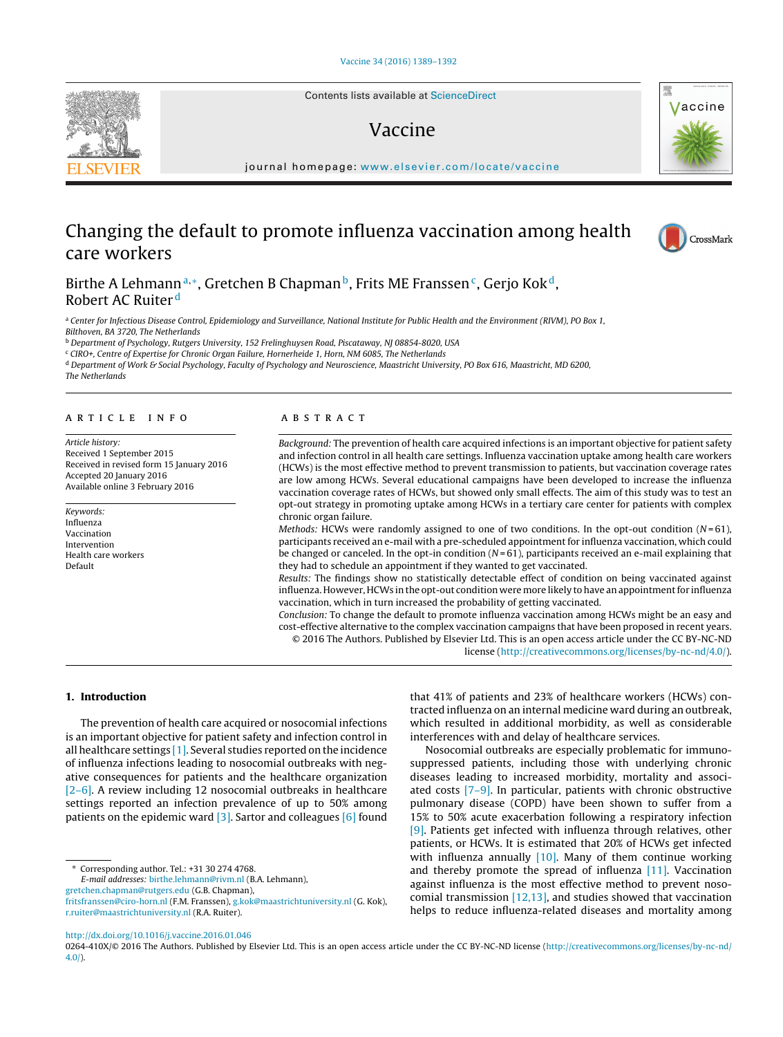# Changing the default to promote influenza vaccination among health care workers

Birthe A Lehmann[a,*], Gretchen B Chapman[b], Frits ME Franssen[c], Gerjo Kok[d], Robert AC Ruiter[d]

[a] Center for Infectious Disease Control, Epidemiology and Surveillance, National Institute for Public Health and the Environment (RIVM), PO Box 1, Bilthoven, BA 3720, The Netherlands
[b] Department of Psychology, Rutgers University, 152 Frelinghuysen Road, Piscataway, NJ 08854-8020, USA
[c] CIRO+, Centre of Expertise for Chronic Organ Failure, Hornerheide 1, Horn, NM 6085, The Netherlands
[d] Department of Work & Social Psychology, Faculty of Psychology and Neuroscience, Maastricht University, PO Box 616, Maastricht, MD 6200, The Netherlands

## ARTICLE INFO

*Article history:*
Received 1 September 2015
Received in revised form 15 January 2016
Accepted 20 January 2016
Available online 3 February 2016

*Keywords:*
Influenza
Vaccination
Intervention
Health care workers
Default

## ABSTRACT

*Background:* The prevention of health care acquired infections is an important objective for patient safety and infection control in all health care settings. Influenza vaccination uptake among health care workers (HCWs) is the most effective method to prevent transmission to patients, but vaccination coverage rates are low among HCWs. Several educational campaigns have been developed to increase the influenza vaccination coverage rates of HCWs, but showed only small effects. The aim of this study was to test an opt-out strategy in promoting uptake among HCWs in a tertiary care center for patients with complex chronic organ failure.

*Methods:* HCWs were randomly assigned to one of two conditions. In the opt-out condition ($N = 61$), participants received an e-mail with a pre-scheduled appointment for influenza vaccination, which could be changed or canceled. In the opt-in condition ($N = 61$), participants received an e-mail explaining that they had to schedule an appointment if they wanted to get vaccinated.

*Results:* The findings show no statistically detectable effect of condition on being vaccinated against influenza. However, HCWs in the opt-out condition were more likely to have an appointment for influenza vaccination, which in turn increased the probability of getting vaccinated.

*Conclusion:* To change the default to promote influenza vaccination among HCWs might be an easy and cost-effective alternative to the complex vaccination campaigns that have been proposed in recent years.

© 2016 The Authors. Published by Elsevier Ltd. This is an open access article under the CC BY-NC-ND license (http://creativecommons.org/licenses/by-nc-nd/4.0/).

## 1. Introduction

The prevention of health care acquired or nosocomial infections is an important objective for patient safety and infection control in all healthcare settings [1]. Several studies reported on the incidence of influenza infections leading to nosocomial outbreaks with negative consequences for patients and the healthcare organization [2–6]. A review including 12 nosocomial outbreaks in healthcare settings reported an infection prevalence of up to 50% among patients on the epidemic ward [3]. Sartor and colleagues [6] found that 41% of patients and 23% of healthcare workers (HCWs) contracted influenza on an internal medicine ward during an outbreak, which resulted in additional morbidity, mortality as well as considerable interferences with and delay of healthcare services.

Nosocomial outbreaks are especially problematic for immunosuppressed patients, including those with underlying chronic diseases leading to increased morbidity, mortality and associated costs [7–9]. In particular, patients with chronic obstructive pulmonary disease (COPD) have been shown to suffer from a 15% to 50% acute exacerbation following a respiratory infection [9]. Patients get infected with influenza through relatives, other patients, or HCWs. It is estimated that 20% of HCWs get infected with influenza annually [10]. Many of them continue working and thereby promote the spread of influenza [11]. Vaccination against influenza is the most effective method to prevent nosocomial transmission [12,13], and studies showed that vaccination helps to reduce influenza-related diseases and mortality among

\* Corresponding author. Tel.: +31 30 274 4768.
E-mail addresses: birthe.lehmann@rivm.nl (B.A. Lehmann), gretchen.chapman@rutgers.edu (G.B. Chapman), fritsfranssen@ciro-horn.nl (F.M. Franssen), g.kok@maastrichtuniversity.nl (G. Kok), r.ruiter@maastrichtuniversity.nl (R.A. Ruiter).

http://dx.doi.org/10.1016/j.vaccine.2016.01.046
0264-410X/© 2016 The Authors. Published by Elsevier Ltd. This is an open access article under the CC BY-NC-ND license (http://creativecommons.org/licenses/by-nc-nd/4.0/).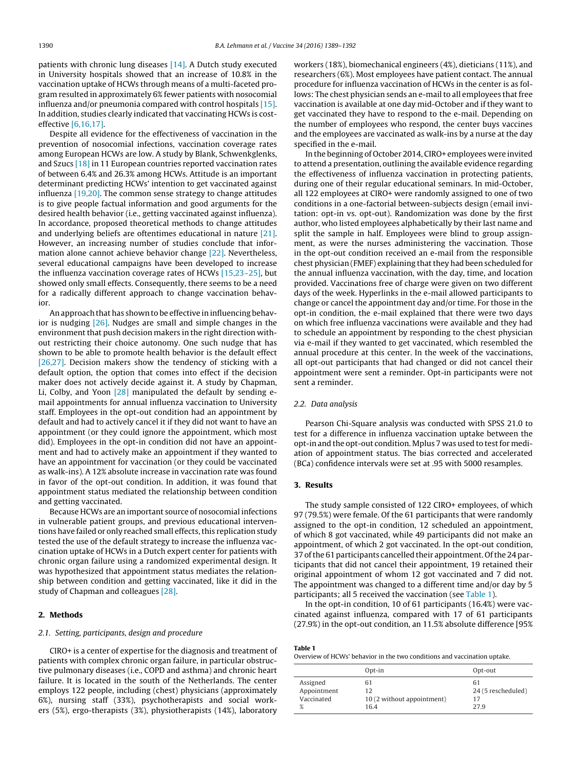patients with chronic lung diseases [14]. A Dutch study executed in University hospitals showed that an increase of 10.8% in the vaccination uptake of HCWs through means of a multi-faceted program resulted in approximately 6% fewer patients with nosocomial influenza and/or pneumonia compared with control hospitals [15]. In addition, studies clearly indicated that vaccinating HCWs is cost-effective [6,16,17].

Despite all evidence for the effectiveness of vaccination in the prevention of nosocomial infections, vaccination coverage rates among European HCWs are low. A study by Blank, Schwenkglenks, and Szucs [18] in 11 European countries reported vaccination rates of between 6.4% and 26.3% among HCWs. Attitude is an important determinant predicting HCWs' intention to get vaccinated against influenza [19,20]. The common sense strategy to change attitudes is to give people factual information and good arguments for the desired health behavior (i.e., getting vaccinated against influenza). In accordance, proposed theoretical methods to change attitudes and underlying beliefs are oftentimes educational in nature [21]. However, an increasing number of studies conclude that information alone cannot achieve behavior change [22]. Nevertheless, several educational campaigns have been developed to increase the influenza vaccination coverage rates of HCWs [15,23–25], but showed only small effects. Consequently, there seems to be a need for a radically different approach to change vaccination behavior.

An approach that has shown to be effective in influencing behavior is nudging [26]. Nudges are small and simple changes in the environment that push decision makers in the right direction without restricting their choice autonomy. One such nudge that has shown to be able to promote health behavior is the default effect [26,27]. Decision makers show the tendency of sticking with a default option, the option that comes into effect if the decision maker does not actively decide against it. A study by Chapman, Li, Colby, and Yoon [28] manipulated the default by sending e-mail appointments for annual influenza vaccination to University staff. Employees in the opt-out condition had an appointment by default and had to actively cancel it if they did not want to have an appointment (or they could ignore the appointment, which most did). Employees in the opt-in condition did not have an appointment and had to actively make an appointment if they wanted to have an appointment for vaccination (or they could be vaccinated as walk-ins). A 12% absolute increase in vaccination rate was found in favor of the opt-out condition. In addition, it was found that appointment status mediated the relationship between condition and getting vaccinated.

Because HCWs are an important source of nosocomial infections in vulnerable patient groups, and previous educational interventions have failed or only reached small effects, this replication study tested the use of the default strategy to increase the influenza vaccination uptake of HCWs in a Dutch expert center for patients with chronic organ failure using a randomized experimental design. It was hypothesized that appointment status mediates the relationship between condition and getting vaccinated, like it did in the study of Chapman and colleagues [28].

## 2. Methods

### 2.1. Setting, participants, design and procedure

CIRO+ is a center of expertise for the diagnosis and treatment of patients with complex chronic organ failure, in particular obstructive pulmonary diseases (i.e., COPD and asthma) and chronic heart failure. It is located in the south of the Netherlands. The center employs 122 people, including (chest) physicians (approximately 6%), nursing staff (33%), psychotherapists and social workers (5%), ergo-therapists (3%), physiotherapists (14%), laboratory workers (18%), biomechanical engineers (4%), dieticians (11%), and researchers (6%). Most employees have patient contact. The annual procedure for influenza vaccination of HCWs in the center is as follows: The chest physician sends an e-mail to all employees that free vaccination is available at one day mid-October and if they want to get vaccinated they have to respond to the e-mail. Depending on the number of employees who respond, the center buys vaccines and the employees are vaccinated as walk-ins by a nurse at the day specified in the e-mail.

In the beginning of October 2014, CIRO+ employees were invited to attend a presentation, outlining the available evidence regarding the effectiveness of influenza vaccination in protecting patients, during one of their regular educational seminars. In mid-October, all 122 employees at CIRO+ were randomly assigned to one of two conditions in a one-factorial between-subjects design (email invitation: opt-in vs. opt-out). Randomization was done by the first author, who listed employees alphabetically by their last name and split the sample in half. Employees were blind to group assignment, as were the nurses administering the vaccination. Those in the opt-out condition received an e-mail from the responsible chest physician (FMEF) explaining that they had been scheduled for the annual influenza vaccination, with the day, time, and location provided. Vaccinations free of charge were given on two different days of the week. Hyperlinks in the e-mail allowed participants to change or cancel the appointment day and/or time. For those in the opt-in condition, the e-mail explained that there were two days on which free influenza vaccinations were available and they had to schedule an appointment by responding to the chest physician via e-mail if they wanted to get vaccinated, which resembled the annual procedure at this center. In the week of the vaccinations, all opt-out participants that had changed or did not cancel their appointment were sent a reminder. Opt-in participants were not sent a reminder.

### 2.2. Data analysis

Pearson Chi-Square analysis was conducted with SPSS 21.0 to test for a difference in influenza vaccination uptake between the opt-in and the opt-out condition. Mplus 7 was used to test for mediation of appointment status. The bias corrected and accelerated (BCa) confidence intervals were set at .95 with 5000 resamples.

## 3. Results

The study sample consisted of 122 CIRO+ employees, of which 97 (79.5%) were female. Of the 61 participants that were randomly assigned to the opt-in condition, 12 scheduled an appointment, of which 8 got vaccinated, while 49 participants did not make an appointment, of which 2 got vaccinated. In the opt-out condition, 37 of the 61 participants cancelled their appointment. Of the 24 participants that did not cancel their appointment, 19 retained their original appointment of whom 12 got vaccinated and 7 did not. The appointment was changed to a different time and/or day by 5 participants; all 5 received the vaccination (see Table 1).

In the opt-in condition, 10 of 61 participants (16.4%) were vaccinated against influenza, compared with 17 of 61 participants (27.9%) in the opt-out condition, an 11.5% absolute difference [95%

**Table 1**
Overview of HCWs' behavior in the two conditions and vaccination uptake.

| | Opt-in | Opt-out |
|---|---|---|
| Assigned | 61 | 61 |
| Appointment | 12 | 24 (5 rescheduled) |
| Vaccinated | 10 (2 without appointment) | 17 |
| % | 16.4 | 27.9 |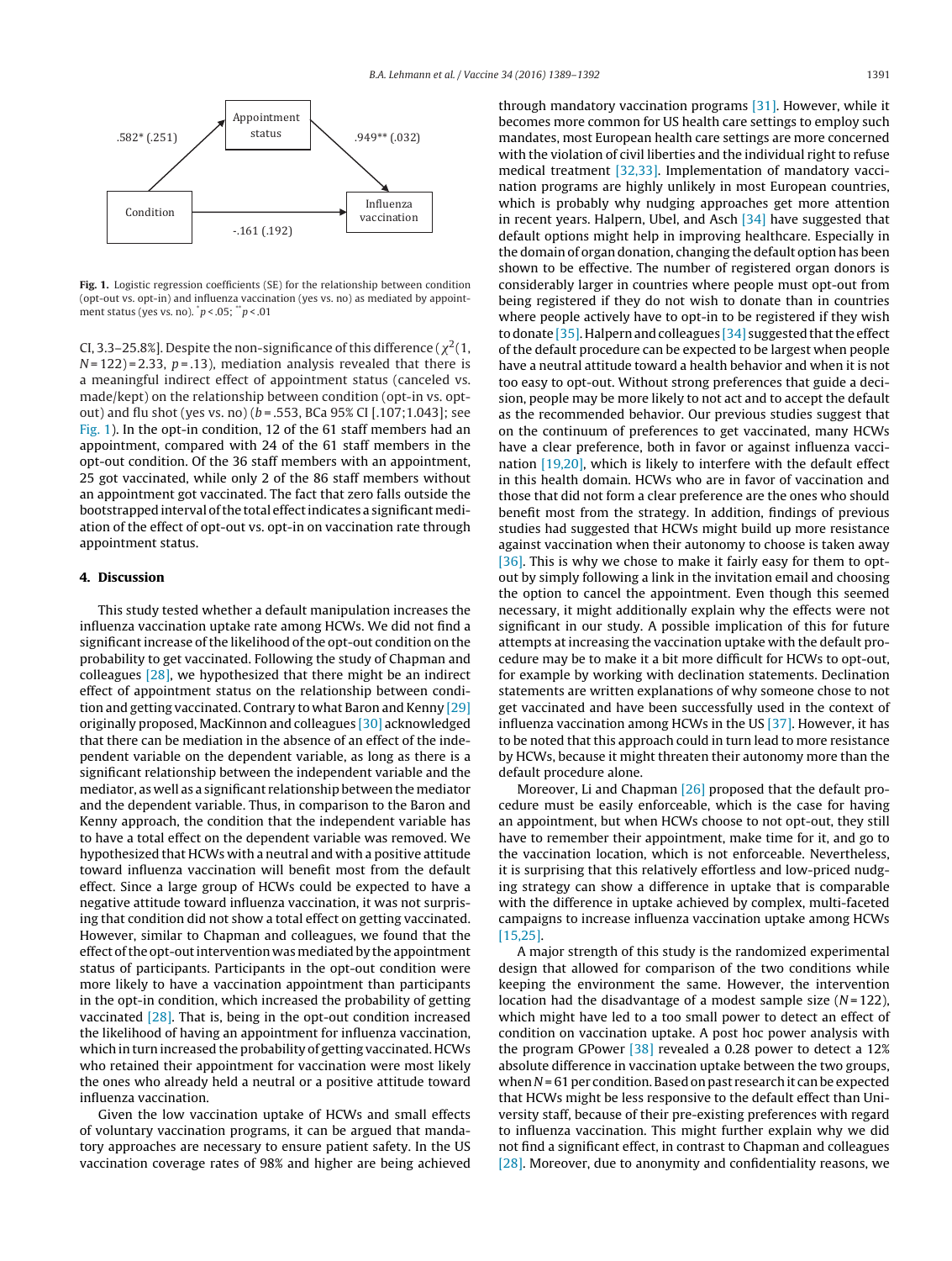Condition → Appointment status: .582* (.251)

Appointment status → Influenza vaccination: .949** (.032)

Condition → Influenza vaccination: -.161 (.192)

**Fig. 1.** Logistic regression coefficients (SE) for the relationship between condition (opt-out vs. opt-in) and influenza vaccination (yes vs. no) as mediated by appointment status (yes vs. no). $^{*}p < .05$; $^{**}p < .01$

CI, 3.3–25.8%]. Despite the non-significance of this difference ($\chi^2$(1, $N$ = 122) = 2.33, $p$ = .13), mediation analysis revealed that there is a meaningful indirect effect of appointment status (canceled vs. made/kept) on the relationship between condition (opt-in vs. opt-out) and flu shot (yes vs. no) ($b$ = .553, BCa 95% CI [.107;1.043]; see Fig. 1). In the opt-in condition, 12 of the 61 staff members had an appointment, compared with 24 of the 61 staff members in the opt-out condition. Of the 36 staff members with an appointment, 25 got vaccinated, while only 2 of the 86 staff members without an appointment got vaccinated. The fact that zero falls outside the bootstrapped interval of the total effect indicates a significant mediation of the effect of opt-out vs. opt-in on vaccination rate through appointment status.

## 4. Discussion

This study tested whether a default manipulation increases the influenza vaccination uptake rate among HCWs. We did not find a significant increase of the likelihood of the opt-out condition on the probability to get vaccinated. Following the study of Chapman and colleagues [28], we hypothesized that there might be an indirect effect of appointment status on the relationship between condition and getting vaccinated. Contrary to what Baron and Kenny [29] originally proposed, MacKinnon and colleagues [30] acknowledged that there can be mediation in the absence of an effect of the independent variable on the dependent variable, as long as there is a significant relationship between the independent variable and the mediator, as well as a significant relationship between the mediator and the dependent variable. Thus, in comparison to the Baron and Kenny approach, the condition that the independent variable has to have a total effect on the dependent variable was removed. We hypothesized that HCWs with a neutral and with a positive attitude toward influenza vaccination will benefit most from the default effect. Since a large group of HCWs could be expected to have a negative attitude toward influenza vaccination, it was not surprising that condition did not show a total effect on getting vaccinated. However, similar to Chapman and colleagues, we found that the effect of the opt-out intervention was mediated by the appointment status of participants. Participants in the opt-out condition were more likely to have a vaccination appointment than participants in the opt-in condition, which increased the probability of getting vaccinated [28]. That is, being in the opt-out condition increased the likelihood of having an appointment for influenza vaccination, which in turn increased the probability of getting vaccinated. HCWs who retained their appointment for vaccination were most likely the ones who already held a neutral or a positive attitude toward influenza vaccination.

Given the low vaccination uptake of HCWs and small effects of voluntary vaccination programs, it can be argued that mandatory approaches are necessary to ensure patient safety. In the US vaccination coverage rates of 98% and higher are being achieved through mandatory vaccination programs [31]. However, while it becomes more common for US health care settings to employ such mandates, most European health care settings are more concerned with the violation of civil liberties and the individual right to refuse medical treatment [32,33]. Implementation of mandatory vaccination programs are highly unlikely in most European countries, which is probably why nudging approaches get more attention in recent years. Halpern, Ubel, and Asch [34] have suggested that default options might help in improving healthcare. Especially in the domain of organ donation, changing the default option has been shown to be effective. The number of registered organ donors is considerably larger in countries where people must opt-out from being registered if they do not wish to donate than in countries where people actively have to opt-in to be registered if they wish to donate [35]. Halpern and colleagues [34] suggested that the effect of the default procedure can be expected to be largest when people have a neutral attitude toward a health behavior and when it is not too easy to opt-out. Without strong preferences that guide a decision, people may be more likely to not act and to accept the default as the recommended behavior. Our previous studies suggest that on the continuum of preferences to get vaccinated, many HCWs have a clear preference, both in favor or against influenza vaccination [19,20], which is likely to interfere with the default effect in this health domain. HCWs who are in favor of vaccination and those that did not form a clear preference are the ones who should benefit most from the strategy. In addition, findings of previous studies had suggested that HCWs might build up more resistance against vaccination when their autonomy to choose is taken away [36]. This is why we chose to make it fairly easy for them to opt-out by simply following a link in the invitation email and choosing the option to cancel the appointment. Even though this seemed necessary, it might additionally explain why the effects were not significant in our study. A possible implication of this for future attempts at increasing the vaccination uptake with the default procedure may be to make it a bit more difficult for HCWs to opt-out, for example by working with declination statements. Declination statements are written explanations of why someone chose to not get vaccinated and have been successfully used in the context of influenza vaccination among HCWs in the US [37]. However, it has to be noted that this approach could in turn lead to more resistance by HCWs, because it might threaten their autonomy more than the default procedure alone.

Moreover, Li and Chapman [26] proposed that the default procedure must be easily enforceable, which is the case for having an appointment, but when HCWs choose to not opt-out, they still have to remember their appointment, make time for it, and go to the vaccination location, which is not enforceable. Nevertheless, it is surprising that this relatively effortless and low-priced nudging strategy can show a difference in uptake that is comparable with the difference in uptake achieved by complex, multi-faceted campaigns to increase influenza vaccination uptake among HCWs [15,25].

A major strength of this study is the randomized experimental design that allowed for comparison of the two conditions while keeping the environment the same. However, the intervention location had the disadvantage of a modest sample size ($N$ = 122), which might have led to a too small power to detect an effect of condition on vaccination uptake. A post hoc power analysis with the program GPower [38] revealed a 0.28 power to detect a 12% absolute difference in vaccination uptake between the two groups, when $N$ = 61 per condition. Based on past research it can be expected that HCWs might be less responsive to the default effect than University staff, because of their pre-existing preferences with regard to influenza vaccination. This might further explain why we did not find a significant effect, in contrast to Chapman and colleagues [28]. Moreover, due to anonymity and confidentiality reasons, we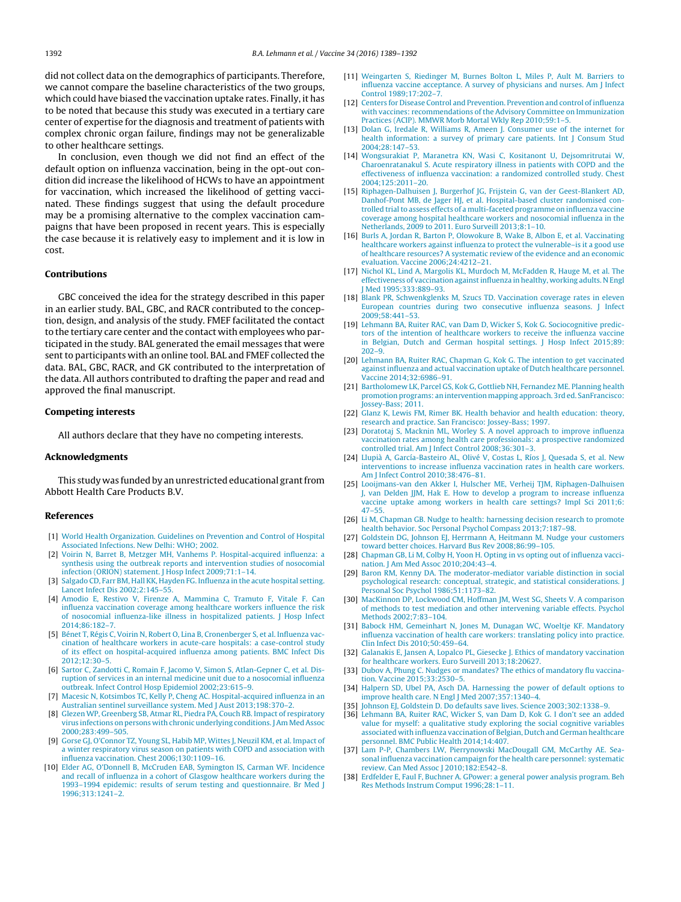did not collect data on the demographics of participants. Therefore, we cannot compare the baseline characteristics of the two groups, which could have biased the vaccination uptake rates. Finally, it has to be noted that because this study was executed in a tertiary care center of expertise for the diagnosis and treatment of patients with complex chronic organ failure, findings may not be generalizable to other healthcare settings.

In conclusion, even though we did not find an effect of the default option on influenza vaccination, being in the opt-out condition did increase the likelihood of HCWs to have an appointment for vaccination, which increased the likelihood of getting vaccinated. These findings suggest that using the default procedure may be a promising alternative to the complex vaccination campaigns that have been proposed in recent years. This is especially the case because it is relatively easy to implement and it is low in cost.

## Contributions

GBC conceived the idea for the strategy described in this paper in an earlier study. BAL, GBC, and RACR contributed to the conception, design, and analysis of the study. FMEF facilitated the contact to the tertiary care center and the contact with employees who participated in the study. BAL generated the email messages that were sent to participants with an online tool. BAL and FMEF collected the data. BAL, GBC, RACR, and GK contributed to the interpretation of the data. All authors contributed to drafting the paper and read and approved the final manuscript.

## Competing interests

All authors declare that they have no competing interests.

## Acknowledgments

This study was funded by an unrestricted educational grant from Abbott Health Care Products B.V.

## References

[1] World Health Organization. Guidelines on Prevention and Control of Hospital Associated Infections. New Delhi: WHO; 2002.

[2] Voirin N, Barret B, Metzger MH, Vanhems P. Hospital-acquired influenza: a synthesis using the outbreak reports and intervention studies of nosocomial infection (ORION) statement. J Hosp Infect 2009;71:1–14.

[3] Salgado CD, Farr BM, Hall KK, Hayden FG. Influenza in the acute hospital setting. Lancet Infect Dis 2002;2:145–55.

[4] Amodio E, Restivo V, Firenze A, Mammina C, Tramuto F, Vitale F. Can influenza vaccination coverage among healthcare workers influence the risk of nosocomial influenza-like illness in hospitalized patients. J Hosp Infect 2014;86:182–7.

[5] Bénet T, Régis C, Voirin N, Robert O, Lina B, Cronenberger S, et al. Influenza vaccination of healthcare workers in acute-care hospitals: a case-control study of its effect on hospital-acquired influenza among patients. BMC Infect Dis 2012;12:30–5.

[6] Sartor C, Zandotti C, Romain F, Jacomo V, Simon S, Atlan-Gepner C, et al. Disruption of services in an internal medicine unit due to a nosocomial influenza outbreak. Infect Control Hosp Epidemiol 2002;23:615–9.

[7] Macesic N, Kotsimbos TC, Kelly P, Cheng AC. Hospital-acquired influenza in an Australian sentinel surveillance system. Med J Aust 2013;198:370–2.

[8] Glezen WP, Greenberg SB, Atmar RL, Piedra PA, Couch RB. Impact of respiratory virus infections on persons with chronic underlying conditions. J Am Med Assoc 2000;283:499–505.

[9] Gorse GJ, O'Connor TZ, Young SL, Habib MP, Wittes J, Neuzil KM, et al. Impact of a winter respiratory virus season on patients with COPD and association with influenza vaccination. Chest 2006;130:1109–16.

[10] Elder AG, O'Donnell B, McCruden EAB, Symington IS, Carman WF. Incidence and recall of influenza in a cohort of Glasgow healthcare workers during the 1993–1994 epidemic: results of serum testing and questionnaire. Br Med J 1996;313:1241–2.

[11] Weingarten S, Riedinger M, Burnes Bolton L, Miles P, Ault M. Barriers to influenza vaccine acceptance. A survey of physicians and nurses. Am J Infect Control 1989;17:202–7.

[12] Centers for Disease Control and Prevention. Prevention and control of influenza with vaccines: recommendations of the Advisory Committee on Immunization Practices (ACIP). MMWR Morb Mortal Wkly Rep 2010;59:1–5.

[13] Dolan G, Iredale R, Williams R, Ameen J. Consumer use of the internet for health information: a survey of primary care patients. Int J Consum Stud 2004;28:147–53.

[14] Wongsurakiat P, Maranetra KN, Wasi C, Kositanont U, Dejsomritrutai W, Charoenratanakul S. Acute respiratory illness in patients with COPD and the effectiveness of influenza vaccination: a randomized controlled study. Chest 2004;125:2011–20.

[15] Riphagen-Dalhuisen J, Burgerhof JG, Frijstein G, van der Geest-Blankert AD, Danhof-Pont MB, de Jager HJ, et al. Hospital-based cluster randomised controlled trial to assess effects of a multi-faceted programme on influenza vaccine coverage among hospital healthcare workers and nosocomial influenza in the Netherlands, 2009 to 2011. Euro Surveill 2013;8:1–10.

[16] Burls A, Jordan R, Barton P, Olowokure B, Wake B, Albon E, et al. Vaccinating healthcare workers against influenza to protect the vulnerable–is it a good use of healthcare resources? A systematic review of the evidence and an economic evaluation. Vaccine 2006;24:4212–21.

[17] Nichol KL, Lind A, Margolis KL, Murdoch M, McFadden R, Hauge M, et al. The effectiveness of vaccination against influenza in healthy, working adults. N Engl J Med 1995;333:889–93.

[18] Blank PR, Schwenkglenks M, Szucs TD. Vaccination coverage rates in eleven European countries during two consecutive influenza seasons. J Infect 2009;58:441–53.

[19] Lehmann BA, Ruiter RAC, van Dam D, Wicker S, Kok G. Sociocognitive predictors of the intention of healthcare workers to receive the influenza vaccine in Belgian, Dutch and German hospital settings. J Hosp Infect 2015;89:202–9.

[20] Lehmann BA, Ruiter RAC, Chapman G, Kok G. The intention to get vaccinated against influenza and actual vaccination uptake of Dutch healthcare personnel. Vaccine 2014;32:6986–91.

[21] Bartholomew LK, Parcel GS, Kok G, Gottlieb NH, Fernandez ME. Planning health promotion programs: an intervention mapping approach. 3rd ed. SanFrancisco: Jossey-Bass; 2011.

[22] Glanz K, Lewis FM, Rimer BK. Health behavior and health education: theory, research and practice. San Francisco: Jossey-Bass; 1997.

[23] Doratotaj S, Macknin ML, Worley S. A novel approach to improve influenza vaccination rates among health care professionals: a prospective randomized controlled trial. Am J Infect Control 2008;36:301–3.

[24] Llupià A, García-Basteiro AL, Olivé V, Costas L, Ríos J, Quesada S, et al. New interventions to increase influenza vaccination rates in health care workers. Am J Infect Control 2010;38:476–81.

[25] Looijmans-van den Akker I, Hulscher ME, Verheij TJM, Riphagen-Dalhuisen J, van Delden JJM, Hak E. How to develop a program to increase influenza vaccine uptake among workers in health care settings? Impl Sci 2011;6:47–55.

[26] Li M, Chapman GB. Nudge to health: harnessing decision research to promote health behavior. Soc Personal Psychol Compass 2013;7:187–98.

[27] Goldstein DG, Johnson EJ, Herrmann A, Heitmann M. Nudge your customers toward better choices. Harvard Bus Rev 2008;86:99–105.

[28] Chapman GB, Li M, Colby H, Yoon H. Opting in vs opting out of influenza vaccination. J Am Med Assoc 2010;204:43–4.

[29] Baron RM, Kenny DA. The moderator-mediator variable distinction in social psychological research: conceptual, strategic, and statistical considerations. J Personal Soc Psychol 1986;51:1173–82.

[30] MacKinnon DP, Lockwood CM, Hoffman JM, West SG, Sheets V. A comparison of methods to test mediation and other intervening variable effects. Psychol Methods 2002;7:83–104.

[31] Babock HM, Gemeinhart N, Jones M, Dunagan WC, Woeltje KF. Mandatory influenza vaccination of health care workers: translating policy into practice. Clin Infect Dis 2010;50:459–64.

[32] Galanakis E, Jansen A, Lopalco PL, Giesecke J. Ethics of mandatory vaccination for healthcare workers. Euro Surveill 2013;18:20627.

[33] Dubov A, Phung C. Nudges or mandates? The ethics of mandatory flu vaccination. Vaccine 2015;33:2530–5.

[34] Halpern SD, Ubel PA, Asch DA. Harnessing the power of default options to improve health care. N Engl J Med 2007;357:1340–4.

[35] Johnson EJ, Goldstein D. Do defaults save lives. Science 2003;302:1338–9.

[36] Lehmann BA, Ruiter RAC, Wicker S, van Dam D, Kok G. I don't see an added value for myself: a qualitative study exploring the social cognitive variables associated with influenza vaccination of Belgian, Dutch and German healthcare personnel. BMC Public Health 2014;14:407.

[37] Lam P-P, Chambers LW, Pierrynowski MacDougall GM, McCarthy AE. Seasonal influenza vaccination campaign for the health care personnel: systematic review. Can Med Assoc J 2010;182:E542–8.

[38] Erdfelder E, Faul F, Buchner A. GPower: a general power analysis program. Beh Res Methods Instrum Comput 1996;28:1–11.